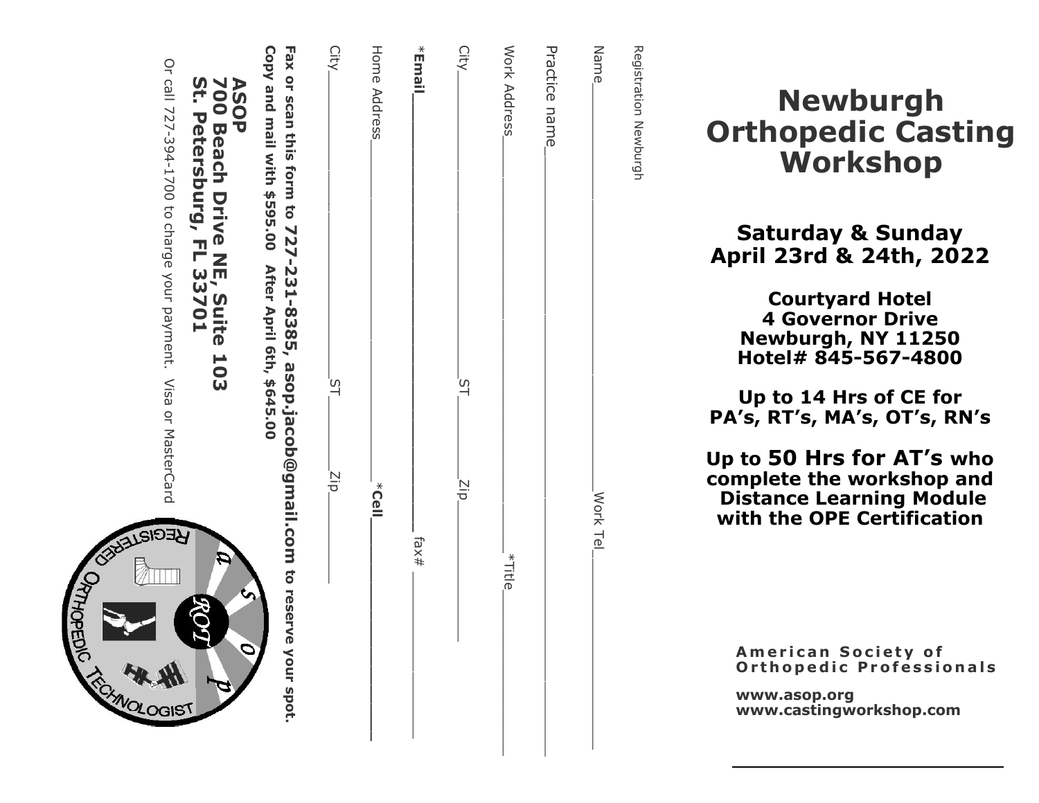# Newburgh Orthopedic Casting Workshop

## Saturday & Sunday April 23rd & 24th, 2022

**Courtyard Hotel**
**4 Governor Drive**
**Newburgh, NY 11250**
**Hotel# 845-567-4800**

**Up to 14 Hrs of CE for PA's, RT's, MA's, OT's, RN's**

**Up to 50 Hrs for AT's who complete the workshop and Distance Learning Module with the OPE Certification**

**American Society of Orthopedic Professionals**

**www.asop.org**
**www.castingworkshop.com**

---

Registration Newburgh

Name________________________________ Work Tel________________

Practice name__________________________________________________

Work Address__________________________ *Title_________________

City______________________ ST______ Zip______________________

***Email**__________________________________ fax#______________

Home Address__________________________ ***Cell**______________

City______________________ ST______ Zip______________________

**Fax or scan this form to 727-231-8385, asop.jacob@gmail.com to reserve your spot.**

**Copy and mail with $595.00 After April 6th, $645.00**

**ASOP**
**700 Beach Drive NE, Suite 103**
**St. Petersburg, FL 33701**

Or call 727-394-1700 to charge your payment. Visa or MasterCard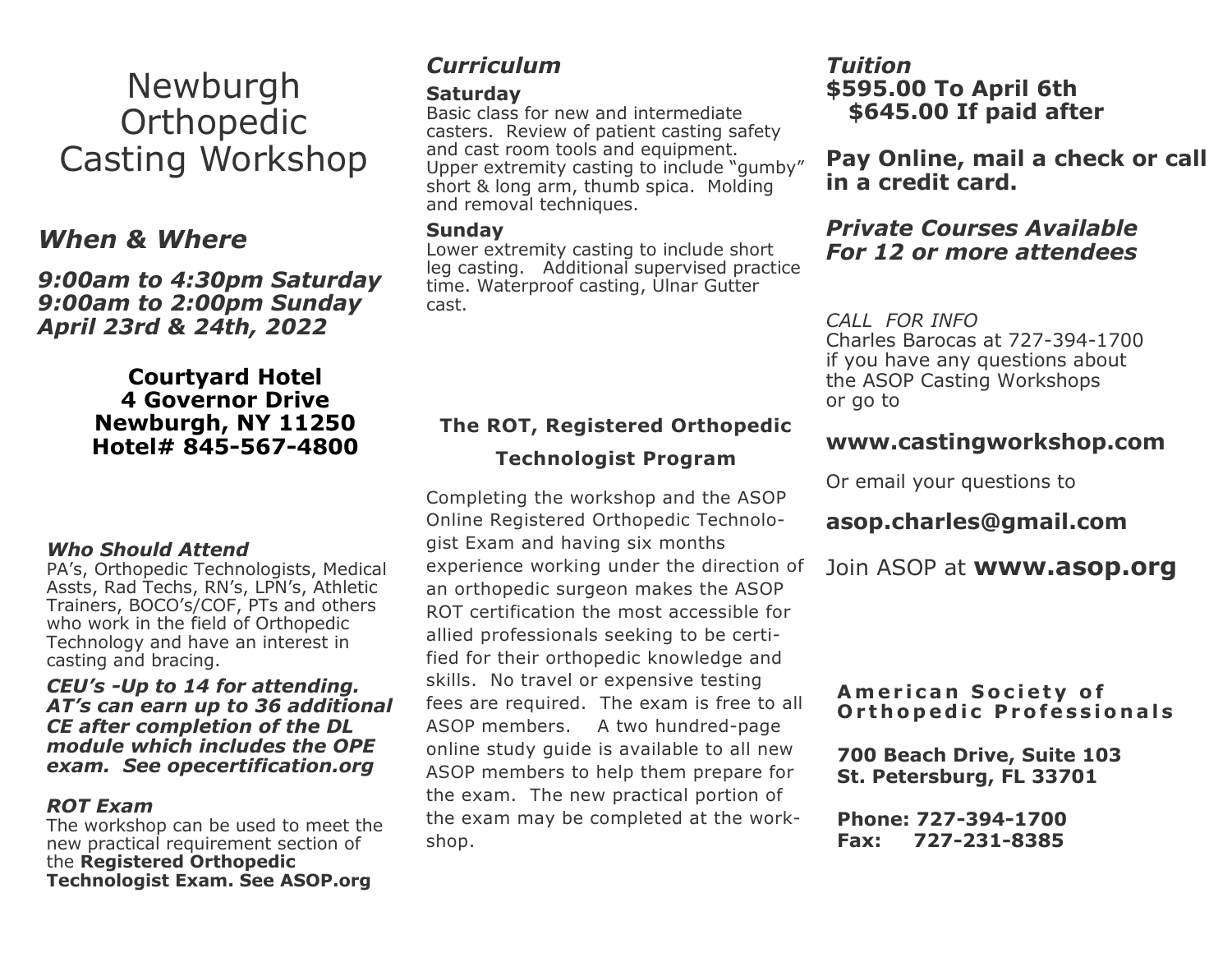# Newburgh Orthopedic Casting Workshop

## *When & Where*

***9:00am to 4:30pm Saturday***
***9:00am to 2:00pm Sunday***
***April 23rd & 24th, 2022***

**Courtyard Hotel**
**4 Governor Drive**
**Newburgh, NY 11250**
**Hotel# 845-567-4800**

### *Who Should Attend*

PA's, Orthopedic Technologists, Medical Assts, Rad Techs, RN's, LPN's, Athletic Trainers, BOCO's/COF, PTs and others who work in the field of Orthopedic Technology and have an interest in casting and bracing.

***CEU's -Up to 14 for attending. AT's can earn up to 36 additional CE after completion of the DL module which includes the OPE exam. See opecertification.org***

### *ROT Exam*

The workshop can be used to meet the new practical requirement section of the **Registered Orthopedic Technologist Exam. See ASOP.org**

## *Curriculum*

**Saturday**
Basic class for new and intermediate casters. Review of patient casting safety and cast room tools and equipment. Upper extremity casting to include "gumby" short & long arm, thumb spica. Molding and removal techniques.

**Sunday**
Lower extremity casting to include short leg casting. Additional supervised practice time. Waterproof casting, Ulnar Gutter cast.

### The ROT, Registered Orthopedic Technologist Program

Completing the workshop and the ASOP Online Registered Orthopedic Technologist Exam and having six months experience working under the direction of an orthopedic surgeon makes the ASOP ROT certification the most accessible for allied professionals seeking to be certified for their orthopedic knowledge and skills. No travel or expensive testing fees are required. The exam is free to all ASOP members. A two hundred-page online study guide is available to all new ASOP members to help them prepare for the exam. The new practical portion of the exam may be completed at the workshop.

## *Tuition*

**$595.00 To April 6th**
**$645.00 If paid after**

**Pay Online, mail a check or call in a credit card.**

***Private Courses Available For 12 or more attendees***

*CALL FOR INFO*
Charles Barocas at 727-394-1700 if you have any questions about the ASOP Casting Workshops or go to

**www.castingworkshop.com**

Or email your questions to

**asop.charles@gmail.com**

Join ASOP at **www.asop.org**

**American Society of Orthopedic Professionals**

**700 Beach Drive, Suite 103**
**St. Petersburg, FL 33701**

**Phone: 727-394-1700**
**Fax: 727-231-8385**